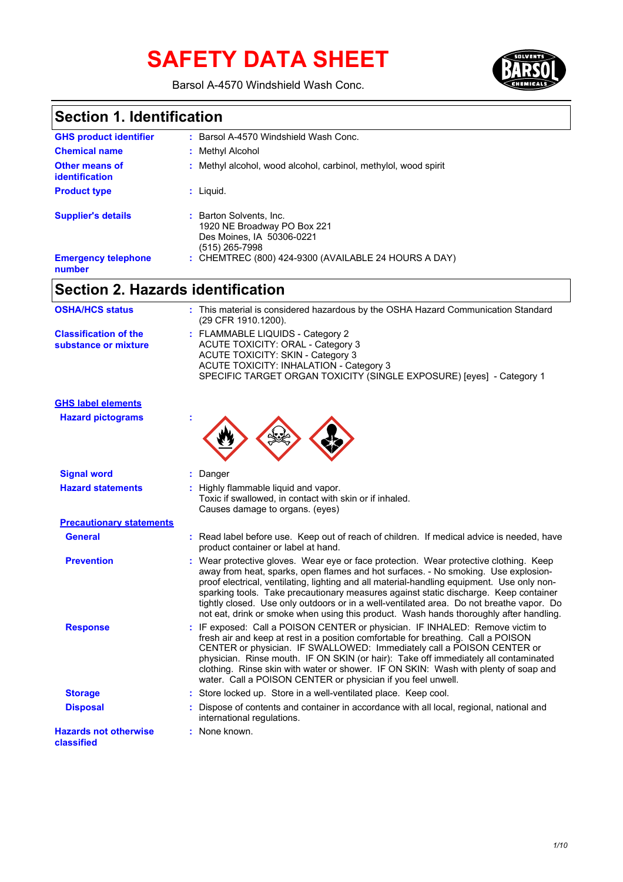# SAFETY DATA SHEET

Barsol A-4570 Windshield Wash Conc.

## Section 1. Identification

| | | |
|---|---|---|
| **GHS product identifier** | : | Barsol A-4570 Windshield Wash Conc. |
| **Chemical name** | : | Methyl Alcohol |
| **Other means of identification** | : | Methyl alcohol, wood alcohol, carbinol, methylol, wood spirit |
| **Product type** | : | Liquid. |
| **Supplier's details** | : | Barton Solvents, Inc.<br>1920 NE Broadway PO Box 221<br>Des Moines, IA 50306-0221<br>(515) 265-7998 |
| **Emergency telephone number** | : | CHEMTREC (800) 424-9300 (AVAILABLE 24 HOURS A DAY) |

## Section 2. Hazards identification

| | | |
|---|---|---|
| **OSHA/HCS status** | : | This material is considered hazardous by the OSHA Hazard Communication Standard (29 CFR 1910.1200). |
| **Classification of the substance or mixture** | : | FLAMMABLE LIQUIDS - Category 2<br>ACUTE TOXICITY: ORAL - Category 3<br>ACUTE TOXICITY: SKIN - Category 3<br>ACUTE TOXICITY: INHALATION - Category 3<br>SPECIFIC TARGET ORGAN TOXICITY (SINGLE EXPOSURE) [eyes] - Category 1 |

**GHS label elements**

| | | |
|---|---|---|
| **Hazard pictograms** | : | |
| **Signal word** | : | Danger |
| **Hazard statements** | : | Highly flammable liquid and vapor.<br>Toxic if swallowed, in contact with skin or if inhaled.<br>Causes damage to organs. (eyes) |

**Precautionary statements**

| | | |
|---|---|---|
| **General** | : | Read label before use. Keep out of reach of children. If medical advice is needed, have product container or label at hand. |
| **Prevention** | : | Wear protective gloves. Wear eye or face protection. Wear protective clothing. Keep away from heat, sparks, open flames and hot surfaces. - No smoking. Use explosion-proof electrical, ventilating, lighting and all material-handling equipment. Use only non-sparking tools. Take precautionary measures against static discharge. Keep container tightly closed. Use only outdoors or in a well-ventilated area. Do not breathe vapor. Do not eat, drink or smoke when using this product. Wash hands thoroughly after handling. |
| **Response** | : | IF exposed: Call a POISON CENTER or physician. IF INHALED: Remove victim to fresh air and keep at rest in a position comfortable for breathing. Call a POISON CENTER or physician. IF SWALLOWED: Immediately call a POISON CENTER or physician. Rinse mouth. IF ON SKIN (or hair): Take off immediately all contaminated clothing. Rinse skin with water or shower. IF ON SKIN: Wash with plenty of soap and water. Call a POISON CENTER or physician if you feel unwell. |
| **Storage** | : | Store locked up. Store in a well-ventilated place. Keep cool. |
| **Disposal** | : | Dispose of contents and container in accordance with all local, regional, national and international regulations. |
| **Hazards not otherwise classified** | : | None known. |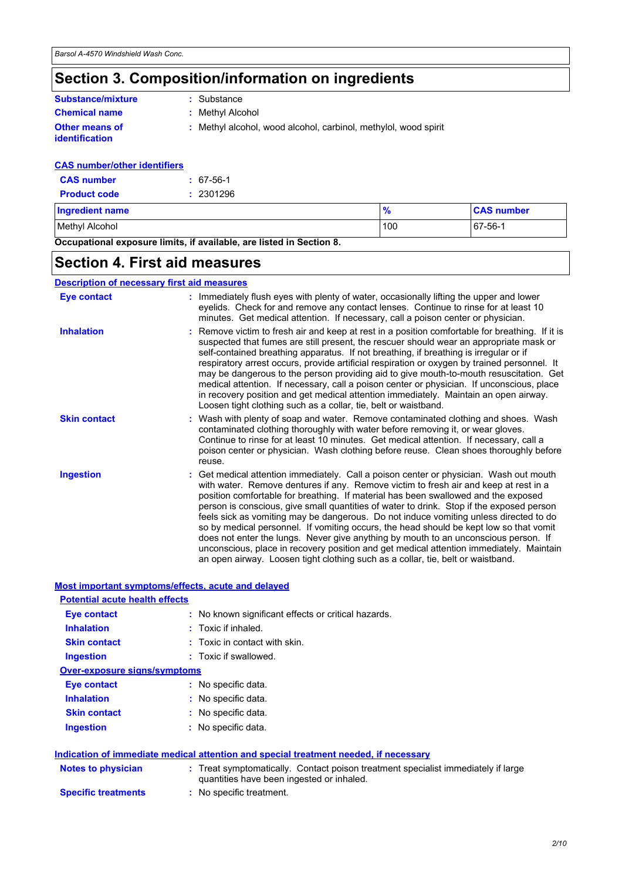## Section 3. Composition/information on ingredients

**Substance/mixture** : Substance

**Chemical name** : Methyl Alcohol

**Other means of identification** : Methyl alcohol, wood alcohol, carbinol, methylol, wood spirit

**CAS number/other identifiers**

**CAS number** : 67-56-1

**Product code** : 2301296

| Ingredient name | % | CAS number |
|---|---|---|
| Methyl Alcohol | 100 | 67-56-1 |

**Occupational exposure limits, if available, are listed in Section 8.**

## Section 4. First aid measures

**Description of necessary first aid measures**

**Eye contact** : Immediately flush eyes with plenty of water, occasionally lifting the upper and lower eyelids. Check for and remove any contact lenses. Continue to rinse for at least 10 minutes. Get medical attention. If necessary, call a poison center or physician.

**Inhalation** : Remove victim to fresh air and keep at rest in a position comfortable for breathing. If it is suspected that fumes are still present, the rescuer should wear an appropriate mask or self-contained breathing apparatus. If not breathing, if breathing is irregular or if respiratory arrest occurs, provide artificial respiration or oxygen by trained personnel. It may be dangerous to the person providing aid to give mouth-to-mouth resuscitation. Get medical attention. If necessary, call a poison center or physician. If unconscious, place in recovery position and get medical attention immediately. Maintain an open airway. Loosen tight clothing such as a collar, tie, belt or waistband.

**Skin contact** : Wash with plenty of soap and water. Remove contaminated clothing and shoes. Wash contaminated clothing thoroughly with water before removing it, or wear gloves. Continue to rinse for at least 10 minutes. Get medical attention. If necessary, call a poison center or physician. Wash clothing before reuse. Clean shoes thoroughly before reuse.

**Ingestion** : Get medical attention immediately. Call a poison center or physician. Wash out mouth with water. Remove dentures if any. Remove victim to fresh air and keep at rest in a position comfortable for breathing. If material has been swallowed and the exposed person is conscious, give small quantities of water to drink. Stop if the exposed person feels sick as vomiting may be dangerous. Do not induce vomiting unless directed to do so by medical personnel. If vomiting occurs, the head should be kept low so that vomit does not enter the lungs. Never give anything by mouth to an unconscious person. If unconscious, place in recovery position and get medical attention immediately. Maintain an open airway. Loosen tight clothing such as a collar, tie, belt or waistband.

**Most important symptoms/effects, acute and delayed**

**Potential acute health effects**

**Eye contact** : No known significant effects or critical hazards.

**Inhalation** : Toxic if inhaled.

**Skin contact** : Toxic in contact with skin.

**Ingestion** : Toxic if swallowed.

**Over-exposure signs/symptoms**

**Eye contact** : No specific data.

**Inhalation** : No specific data.

**Skin contact** : No specific data.

**Ingestion** : No specific data.

**Indication of immediate medical attention and special treatment needed, if necessary**

**Notes to physician** : Treat symptomatically. Contact poison treatment specialist immediately if large quantities have been ingested or inhaled.

**Specific treatments** : No specific treatment.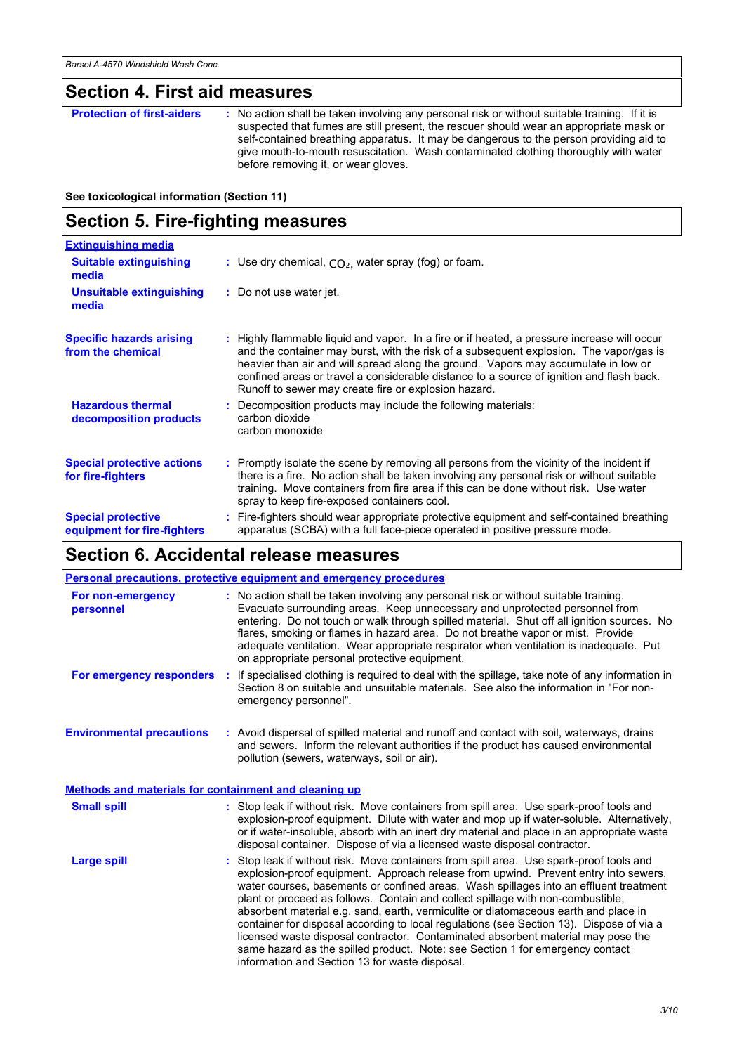# Section 4. First aid measures

**Protection of first-aiders** : No action shall be taken involving any personal risk or without suitable training. If it is suspected that fumes are still present, the rescuer should wear an appropriate mask or self-contained breathing apparatus. It may be dangerous to the person providing aid to give mouth-to-mouth resuscitation. Wash contaminated clothing thoroughly with water before removing it, or wear gloves.

**See toxicological information (Section 11)**

# Section 5. Fire-fighting measures

**Extinguishing media**

**Suitable extinguishing media** : Use dry chemical, $CO_2$, water spray (fog) or foam.

**Unsuitable extinguishing media** : Do not use water jet.

**Specific hazards arising from the chemical** : Highly flammable liquid and vapor. In a fire or if heated, a pressure increase will occur and the container may burst, with the risk of a subsequent explosion. The vapor/gas is heavier than air and will spread along the ground. Vapors may accumulate in low or confined areas or travel a considerable distance to a source of ignition and flash back. Runoff to sewer may create fire or explosion hazard.

**Hazardous thermal decomposition products** : Decomposition products may include the following materials:
carbon dioxide
carbon monoxide

**Special protective actions for fire-fighters** : Promptly isolate the scene by removing all persons from the vicinity of the incident if there is a fire. No action shall be taken involving any personal risk or without suitable training. Move containers from fire area if this can be done without risk. Use water spray to keep fire-exposed containers cool.

**Special protective equipment for fire-fighters** : Fire-fighters should wear appropriate protective equipment and self-contained breathing apparatus (SCBA) with a full face-piece operated in positive pressure mode.

# Section 6. Accidental release measures

**Personal precautions, protective equipment and emergency procedures**

**For non-emergency personnel** : No action shall be taken involving any personal risk or without suitable training. Evacuate surrounding areas. Keep unnecessary and unprotected personnel from entering. Do not touch or walk through spilled material. Shut off all ignition sources. No flares, smoking or flames in hazard area. Do not breathe vapor or mist. Provide adequate ventilation. Wear appropriate respirator when ventilation is inadequate. Put on appropriate personal protective equipment.

**For emergency responders** : If specialised clothing is required to deal with the spillage, take note of any information in Section 8 on suitable and unsuitable materials. See also the information in "For non-emergency personnel".

**Environmental precautions** : Avoid dispersal of spilled material and runoff and contact with soil, waterways, drains and sewers. Inform the relevant authorities if the product has caused environmental pollution (sewers, waterways, soil or air).

**Methods and materials for containment and cleaning up**

**Small spill** : Stop leak if without risk. Move containers from spill area. Use spark-proof tools and explosion-proof equipment. Dilute with water and mop up if water-soluble. Alternatively, or if water-insoluble, absorb with an inert dry material and place in an appropriate waste disposal container. Dispose of via a licensed waste disposal contractor.

**Large spill** : Stop leak if without risk. Move containers from spill area. Use spark-proof tools and explosion-proof equipment. Approach release from upwind. Prevent entry into sewers, water courses, basements or confined areas. Wash spillages into an effluent treatment plant or proceed as follows. Contain and collect spillage with non-combustible, absorbent material e.g. sand, earth, vermiculite or diatomaceous earth and place in container for disposal according to local regulations (see Section 13). Dispose of via a licensed waste disposal contractor. Contaminated absorbent material may pose the same hazard as the spilled product. Note: see Section 1 for emergency contact information and Section 13 for waste disposal.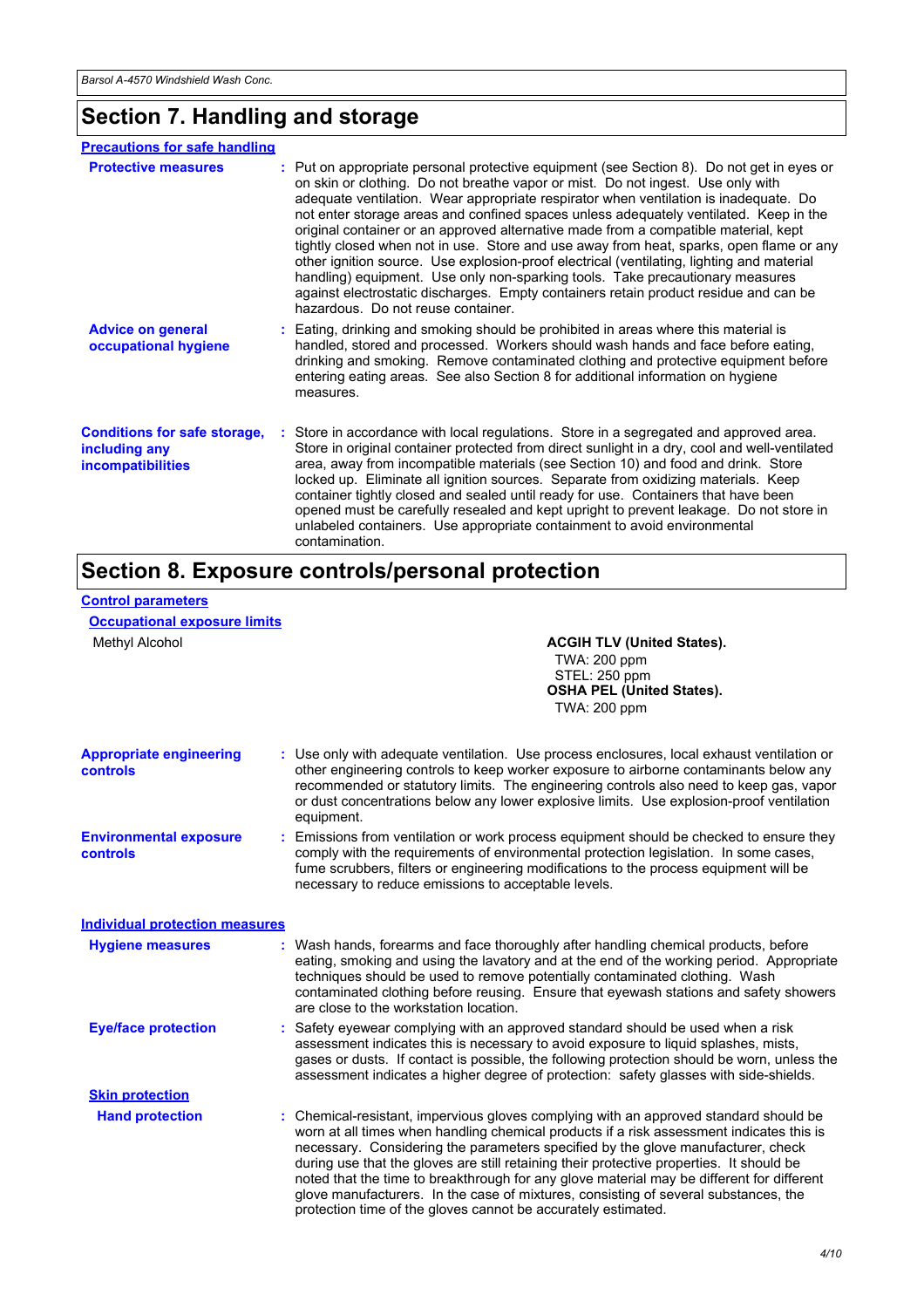## Section 7. Handling and storage

### Precautions for safe handling

**Protective measures** : Put on appropriate personal protective equipment (see Section 8). Do not get in eyes or on skin or clothing. Do not breathe vapor or mist. Do not ingest. Use only with adequate ventilation. Wear appropriate respirator when ventilation is inadequate. Do not enter storage areas and confined spaces unless adequately ventilated. Keep in the original container or an approved alternative made from a compatible material, kept tightly closed when not in use. Store and use away from heat, sparks, open flame or any other ignition source. Use explosion-proof electrical (ventilating, lighting and material handling) equipment. Use only non-sparking tools. Take precautionary measures against electrostatic discharges. Empty containers retain product residue and can be hazardous. Do not reuse container.

**Advice on general occupational hygiene** : Eating, drinking and smoking should be prohibited in areas where this material is handled, stored and processed. Workers should wash hands and face before eating, drinking and smoking. Remove contaminated clothing and protective equipment before entering eating areas. See also Section 8 for additional information on hygiene measures.

**Conditions for safe storage, including any incompatibilities** : Store in accordance with local regulations. Store in a segregated and approved area. Store in original container protected from direct sunlight in a dry, cool and well-ventilated area, away from incompatible materials (see Section 10) and food and drink. Store locked up. Eliminate all ignition sources. Separate from oxidizing materials. Keep container tightly closed and sealed until ready for use. Containers that have been opened must be carefully resealed and kept upright to prevent leakage. Do not store in unlabeled containers. Use appropriate containment to avoid environmental contamination.

## Section 8. Exposure controls/personal protection

### Control parameters

#### Occupational exposure limits

| | |
|---|---|
| Methyl Alcohol | **ACGIH TLV (United States).**<br>TWA: 200 ppm<br>STEL: 250 ppm<br>**OSHA PEL (United States).**<br>TWA: 200 ppm |

**Appropriate engineering controls** : Use only with adequate ventilation. Use process enclosures, local exhaust ventilation or other engineering controls to keep worker exposure to airborne contaminants below any recommended or statutory limits. The engineering controls also need to keep gas, vapor or dust concentrations below any lower explosive limits. Use explosion-proof ventilation equipment.

**Environmental exposure controls** : Emissions from ventilation or work process equipment should be checked to ensure they comply with the requirements of environmental protection legislation. In some cases, fume scrubbers, filters or engineering modifications to the process equipment will be necessary to reduce emissions to acceptable levels.

### Individual protection measures

**Hygiene measures** : Wash hands, forearms and face thoroughly after handling chemical products, before eating, smoking and using the lavatory and at the end of the working period. Appropriate techniques should be used to remove potentially contaminated clothing. Wash contaminated clothing before reusing. Ensure that eyewash stations and safety showers are close to the workstation location.

**Eye/face protection** : Safety eyewear complying with an approved standard should be used when a risk assessment indicates this is necessary to avoid exposure to liquid splashes, mists, gases or dusts. If contact is possible, the following protection should be worn, unless the assessment indicates a higher degree of protection: safety glasses with side-shields.

#### Skin protection

**Hand protection** : Chemical-resistant, impervious gloves complying with an approved standard should be worn at all times when handling chemical products if a risk assessment indicates this is necessary. Considering the parameters specified by the glove manufacturer, check during use that the gloves are still retaining their protective properties. It should be noted that the time to breakthrough for any glove material may be different for different glove manufacturers. In the case of mixtures, consisting of several substances, the protection time of the gloves cannot be accurately estimated.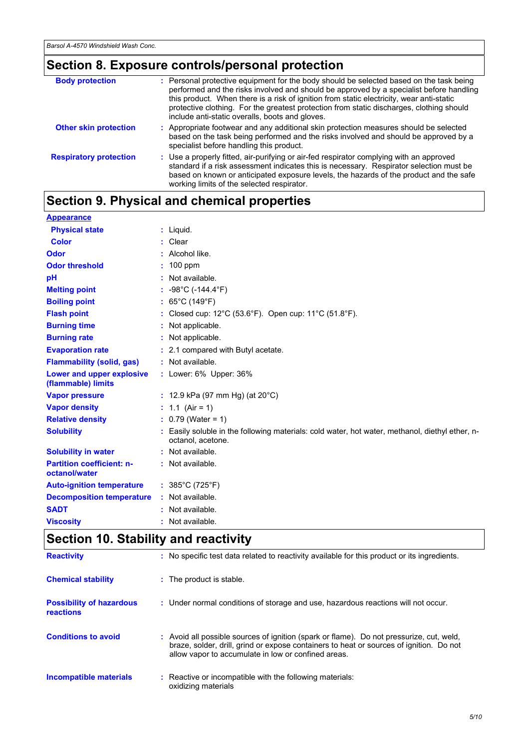## Section 8. Exposure controls/personal protection

| | |
|---|---|
| **Body protection** | : Personal protective equipment for the body should be selected based on the task being performed and the risks involved and should be approved by a specialist before handling this product. When there is a risk of ignition from static electricity, wear anti-static protective clothing. For the greatest protection from static discharges, clothing should include anti-static overalls, boots and gloves. |
| **Other skin protection** | : Appropriate footwear and any additional skin protection measures should be selected based on the task being performed and the risks involved and should be approved by a specialist before handling this product. |
| **Respiratory protection** | : Use a properly fitted, air-purifying or air-fed respirator complying with an approved standard if a risk assessment indicates this is necessary. Respirator selection must be based on known or anticipated exposure levels, the hazards of the product and the safe working limits of the selected respirator. |

## Section 9. Physical and chemical properties

**Appearance**

| | |
|---|---|
| **Physical state** | : Liquid. |
| **Color** | : Clear |
| **Odor** | : Alcohol like. |
| **Odor threshold** | : 100 ppm |
| **pH** | : Not available. |
| **Melting point** | : -98°C (-144.4°F) |
| **Boiling point** | : 65°C (149°F) |
| **Flash point** | : Closed cup: 12°C (53.6°F). Open cup: 11°C (51.8°F). |
| **Burning time** | : Not applicable. |
| **Burning rate** | : Not applicable. |
| **Evaporation rate** | : 2.1 compared with Butyl acetate. |
| **Flammability (solid, gas)** | : Not available. |
| **Lower and upper explosive (flammable) limits** | : Lower: 6% Upper: 36% |
| **Vapor pressure** | : 12.9 kPa (97 mm Hg) (at 20°C) |
| **Vapor density** | : 1.1 (Air = 1) |
| **Relative density** | : 0.79 (Water = 1) |
| **Solubility** | : Easily soluble in the following materials: cold water, hot water, methanol, diethyl ether, n-octanol, acetone. |
| **Solubility in water** | : Not available. |
| **Partition coefficient: n-octanol/water** | : Not available. |
| **Auto-ignition temperature** | : 385°C (725°F) |
| **Decomposition temperature** | : Not available. |
| **SADT** | : Not available. |
| **Viscosity** | : Not available. |

## Section 10. Stability and reactivity

| | |
|---|---|
| **Reactivity** | : No specific test data related to reactivity available for this product or its ingredients. |
| **Chemical stability** | : The product is stable. |
| **Possibility of hazardous reactions** | : Under normal conditions of storage and use, hazardous reactions will not occur. |
| **Conditions to avoid** | : Avoid all possible sources of ignition (spark or flame). Do not pressurize, cut, weld, braze, solder, drill, grind or expose containers to heat or sources of ignition. Do not allow vapor to accumulate in low or confined areas. |
| **Incompatible materials** | : Reactive or incompatible with the following materials: oxidizing materials |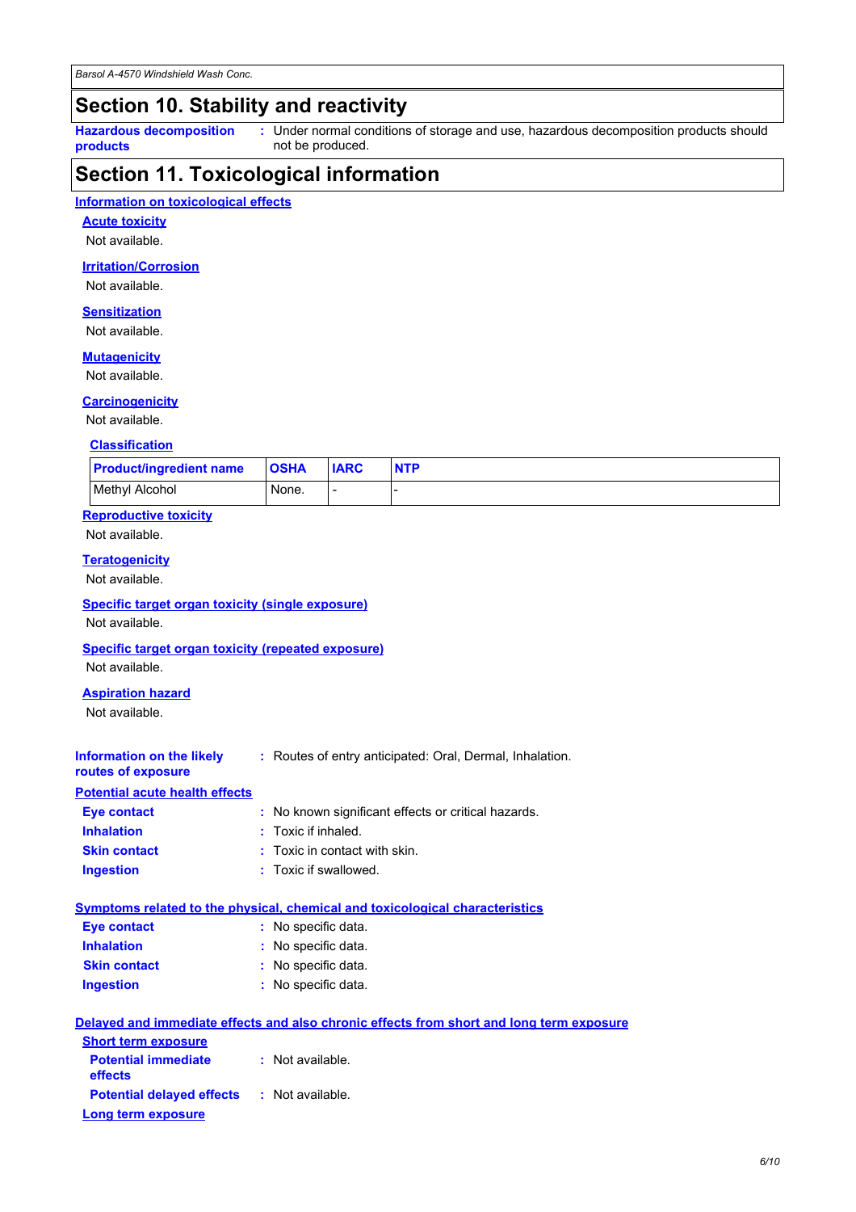## Section 10. Stability and reactivity

**Hazardous decomposition products** : Under normal conditions of storage and use, hazardous decomposition products should not be produced.

## Section 11. Toxicological information

**Information on toxicological effects**

**Acute toxicity**

Not available.

**Irritation/Corrosion**

Not available.

**Sensitization**

Not available.

**Mutagenicity**

Not available.

**Carcinogenicity**

Not available.

**Classification**

| Product/ingredient name | OSHA | IARC | NTP |
|---|---|---|---|
| Methyl Alcohol | None. | - | - |

**Reproductive toxicity**

Not available.

**Teratogenicity**

Not available.

**Specific target organ toxicity (single exposure)**

Not available.

**Specific target organ toxicity (repeated exposure)**

Not available.

**Aspiration hazard**

Not available.

**Information on the likely routes of exposure** : Routes of entry anticipated: Oral, Dermal, Inhalation.

**Potential acute health effects**

**Eye contact** : No known significant effects or critical hazards.

**Inhalation** : Toxic if inhaled.

**Skin contact** : Toxic in contact with skin.

**Ingestion** : Toxic if swallowed.

**Symptoms related to the physical, chemical and toxicological characteristics**

**Eye contact** : No specific data.

**Inhalation** : No specific data.

**Skin contact** : No specific data.

**Ingestion** : No specific data.

**Delayed and immediate effects and also chronic effects from short and long term exposure**

**Short term exposure**

**Potential immediate effects** : Not available.

**Potential delayed effects** : Not available.

**Long term exposure**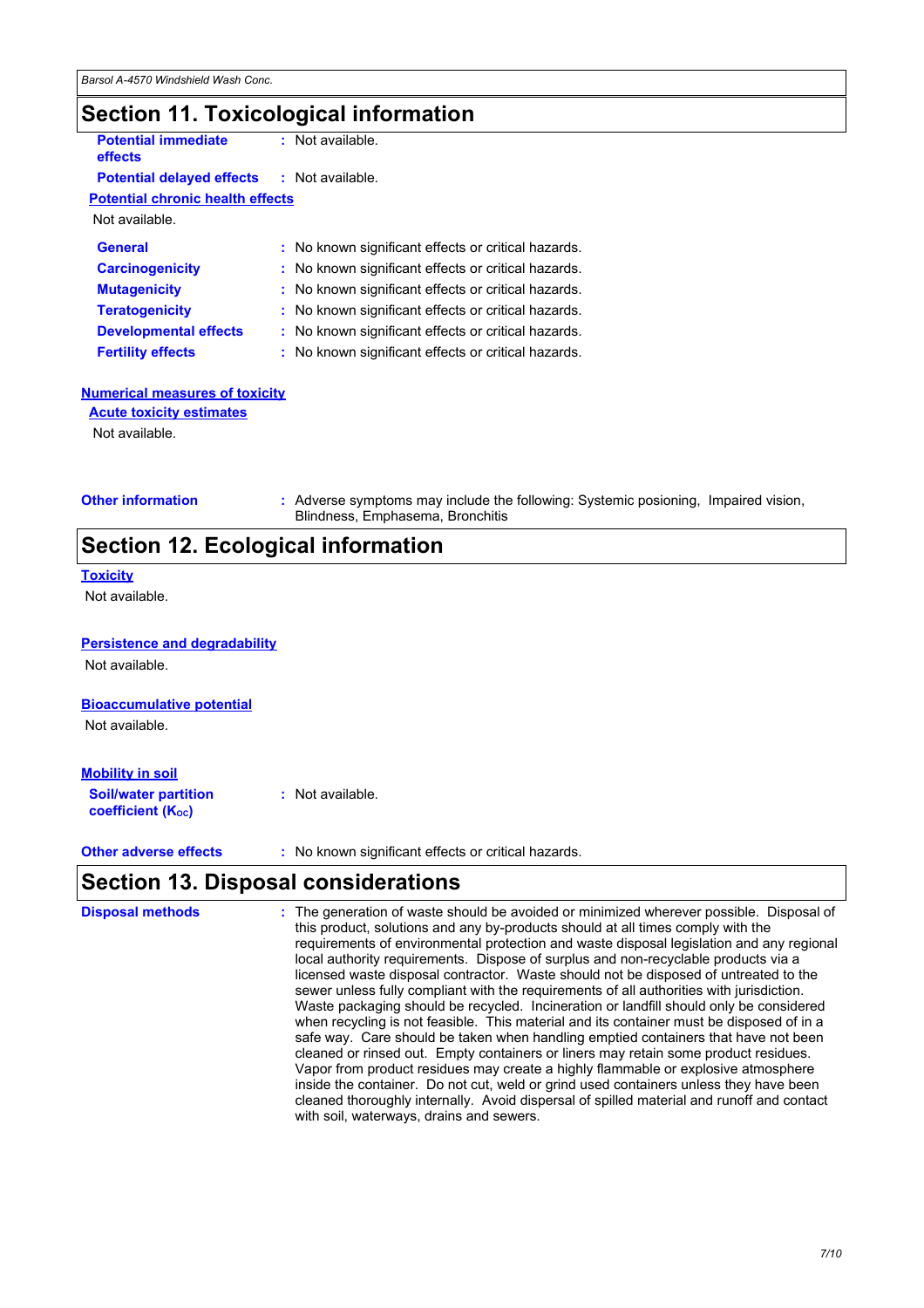# Section 11. Toxicological information

**Potential immediate effects** : Not available.

**Potential delayed effects** : Not available.

**Potential chronic health effects**

Not available.

| | |
|---|---|
| **General** | : No known significant effects or critical hazards. |
| **Carcinogenicity** | : No known significant effects or critical hazards. |
| **Mutagenicity** | : No known significant effects or critical hazards. |
| **Teratogenicity** | : No known significant effects or critical hazards. |
| **Developmental effects** | : No known significant effects or critical hazards. |
| **Fertility effects** | : No known significant effects or critical hazards. |

**Numerical measures of toxicity**

**Acute toxicity estimates**

Not available.

**Other information** : Adverse symptoms may include the following: Systemic posioning, Impaired vision, Blindness, Emphasema, Bronchitis

# Section 12. Ecological information

**Toxicity**

Not available.

**Persistence and degradability**

Not available.

**Bioaccumulative potential**

Not available.

**Mobility in soil**

**Soil/water partition coefficient ($K_{OC}$)** : Not available.

**Other adverse effects** : No known significant effects or critical hazards.

# Section 13. Disposal considerations

**Disposal methods** : The generation of waste should be avoided or minimized wherever possible. Disposal of this product, solutions and any by-products should at all times comply with the requirements of environmental protection and waste disposal legislation and any regional local authority requirements. Dispose of surplus and non-recyclable products via a licensed waste disposal contractor. Waste should not be disposed of untreated to the sewer unless fully compliant with the requirements of all authorities with jurisdiction. Waste packaging should be recycled. Incineration or landfill should only be considered when recycling is not feasible. This material and its container must be disposed of in a safe way. Care should be taken when handling emptied containers that have not been cleaned or rinsed out. Empty containers or liners may retain some product residues. Vapor from product residues may create a highly flammable or explosive atmosphere inside the container. Do not cut, weld or grind used containers unless they have been cleaned thoroughly internally. Avoid dispersal of spilled material and runoff and contact with soil, waterways, drains and sewers.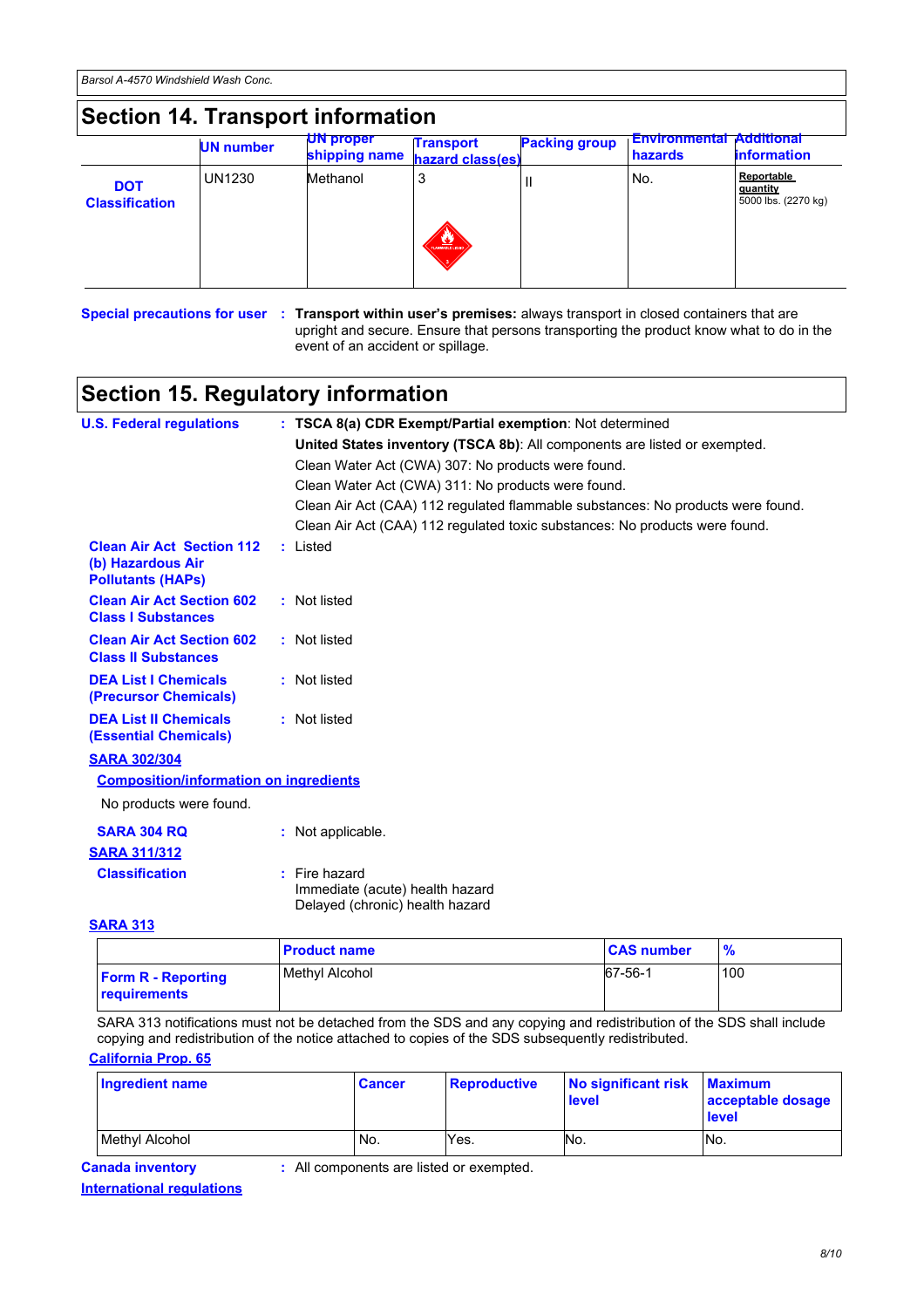Barsol A-4570 Windshield Wash Conc.

## Section 14. Transport information

| | UN number | UN proper shipping name | Transport hazard class(es) | Packing group | Environmental hazards | Additional information |
|---|---|---|---|---|---|---|
| **DOT Classification** | UN1230 | Methanol | 3 | II | No. | **Reportable quantity** 5000 lbs. (2270 kg) |

**Special precautions for user** : **Transport within user's premises:** always transport in closed containers that are upright and secure. Ensure that persons transporting the product know what to do in the event of an accident or spillage.

## Section 15. Regulatory information

**U.S. Federal regulations** : **TSCA 8(a) CDR Exempt/Partial exemption**: Not determined

**United States inventory (TSCA 8b)**: All components are listed or exempted.

Clean Water Act (CWA) 307: No products were found.

Clean Water Act (CWA) 311: No products were found.

Clean Air Act (CAA) 112 regulated flammable substances: No products were found.

Clean Air Act (CAA) 112 regulated toxic substances: No products were found.

**Clean Air Act Section 112 (b) Hazardous Air Pollutants (HAPs)** : Listed

**Clean Air Act Section 602 Class I Substances** : Not listed

**Clean Air Act Section 602 Class II Substances** : Not listed

**DEA List I Chemicals (Precursor Chemicals)** : Not listed

**DEA List II Chemicals (Essential Chemicals)** : Not listed

**SARA 302/304**

**Composition/information on ingredients**

No products were found.

**SARA 304 RQ** : Not applicable.

**SARA 311/312**

**Classification** : Fire hazard
Immediate (acute) health hazard
Delayed (chronic) health hazard

**SARA 313**

| | Product name | CAS number | % |
|---|---|---|---|
| **Form R - Reporting requirements** | Methyl Alcohol | 67-56-1 | 100 |

SARA 313 notifications must not be detached from the SDS and any copying and redistribution of the SDS shall include copying and redistribution of the notice attached to copies of the SDS subsequently redistributed.

**California Prop. 65**

| Ingredient name | Cancer | Reproductive | No significant risk level | Maximum acceptable dosage level |
|---|---|---|---|---|
| Methyl Alcohol | No. | Yes. | No. | No. |

**Canada inventory** : All components are listed or exempted.

**International regulations**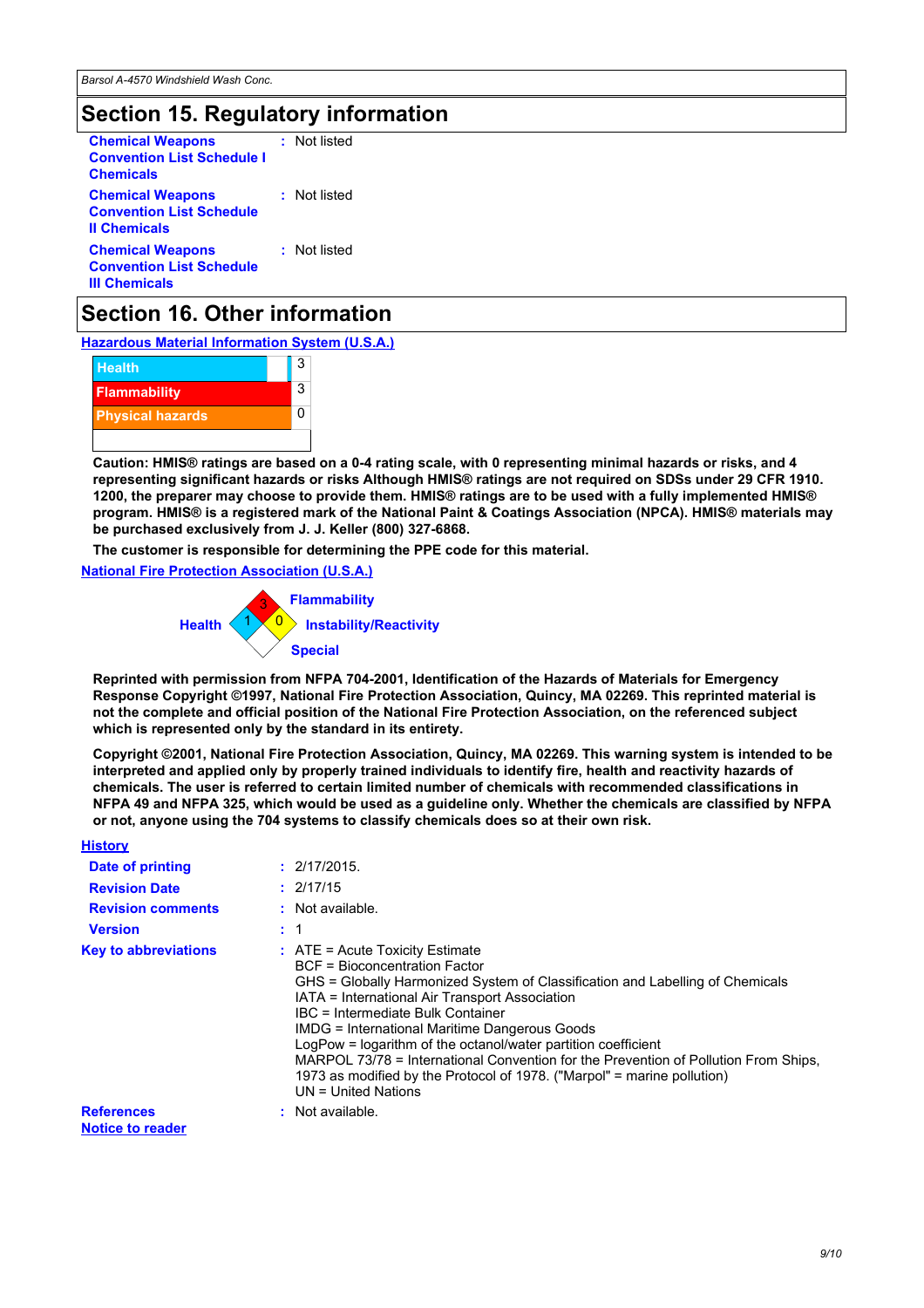## Section 15. Regulatory information

| | |
|---|---|
| **Chemical Weapons Convention List Schedule I Chemicals** | : Not listed |
| **Chemical Weapons Convention List Schedule II Chemicals** | : Not listed |
| **Chemical Weapons Convention List Schedule III Chemicals** | : Not listed |

## Section 16. Other information

**Hazardous Material Information System (U.S.A.)**

| | |
|---|---|
| Health | 3 |
| Flammability | 3 |
| Physical hazards | 0 |

**Caution: HMIS® ratings are based on a 0-4 rating scale, with 0 representing minimal hazards or risks, and 4 representing significant hazards or risks Although HMIS® ratings are not required on SDSs under 29 CFR 1910. 1200, the preparer may choose to provide them. HMIS® ratings are to be used with a fully implemented HMIS® program. HMIS® is a registered mark of the National Paint & Coatings Association (NPCA). HMIS® materials may be purchased exclusively from J. J. Keller (800) 327-6868.**

**The customer is responsible for determining the PPE code for this material.**

**National Fire Protection Association (U.S.A.)**

Flammability: 3
Health: 1
Instability/Reactivity: 0
Special

**Reprinted with permission from NFPA 704-2001, Identification of the Hazards of Materials for Emergency Response Copyright ©1997, National Fire Protection Association, Quincy, MA 02269. This reprinted material is not the complete and official position of the National Fire Protection Association, on the referenced subject which is represented only by the standard in its entirety.**

**Copyright ©2001, National Fire Protection Association, Quincy, MA 02269. This warning system is intended to be interpreted and applied only by properly trained individuals to identify fire, health and reactivity hazards of chemicals. The user is referred to certain limited number of chemicals with recommended classifications in NFPA 49 and NFPA 325, which would be used as a guideline only. Whether the chemicals are classified by NFPA or not, anyone using the 704 systems to classify chemicals does so at their own risk.**

**History**

| | |
|---|---|
| **Date of printing** | : 2/17/2015. |
| **Revision Date** | : 2/17/15 |
| **Revision comments** | : Not available. |
| **Version** | : 1 |

**Key to abbreviations** : ATE = Acute Toxicity Estimate
BCF = Bioconcentration Factor
GHS = Globally Harmonized System of Classification and Labelling of Chemicals
IATA = International Air Transport Association
IBC = Intermediate Bulk Container
IMDG = International Maritime Dangerous Goods
LogPow = logarithm of the octanol/water partition coefficient
MARPOL 73/78 = International Convention for the Prevention of Pollution From Ships, 1973 as modified by the Protocol of 1978. ("Marpol" = marine pollution)
UN = United Nations

**References** : Not available.

**Notice to reader**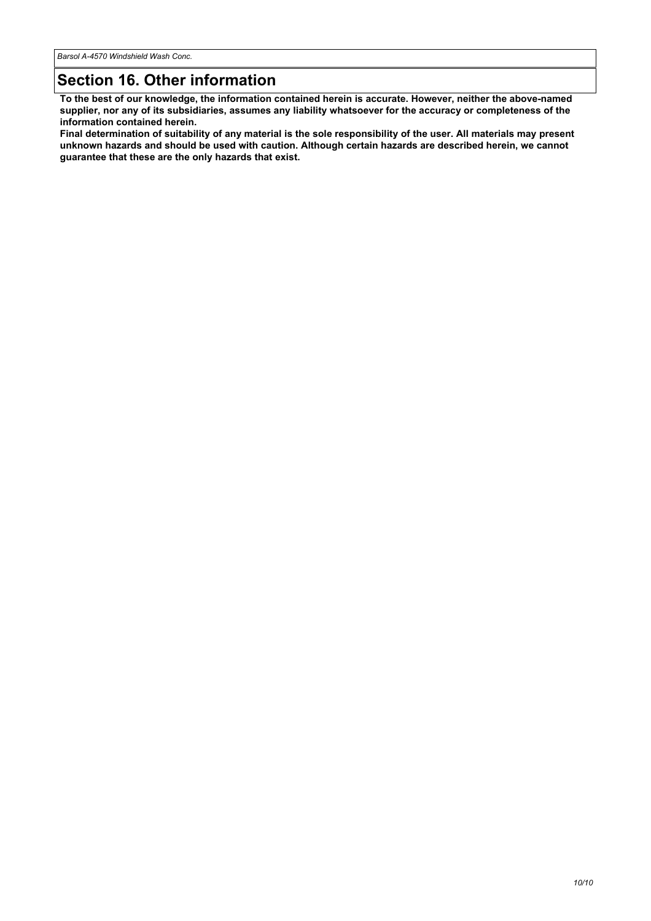## Section 16. Other information

**To the best of our knowledge, the information contained herein is accurate. However, neither the above-named supplier, nor any of its subsidiaries, assumes any liability whatsoever for the accuracy or completeness of the information contained herein.**

**Final determination of suitability of any material is the sole responsibility of the user. All materials may present unknown hazards and should be used with caution. Although certain hazards are described herein, we cannot guarantee that these are the only hazards that exist.**